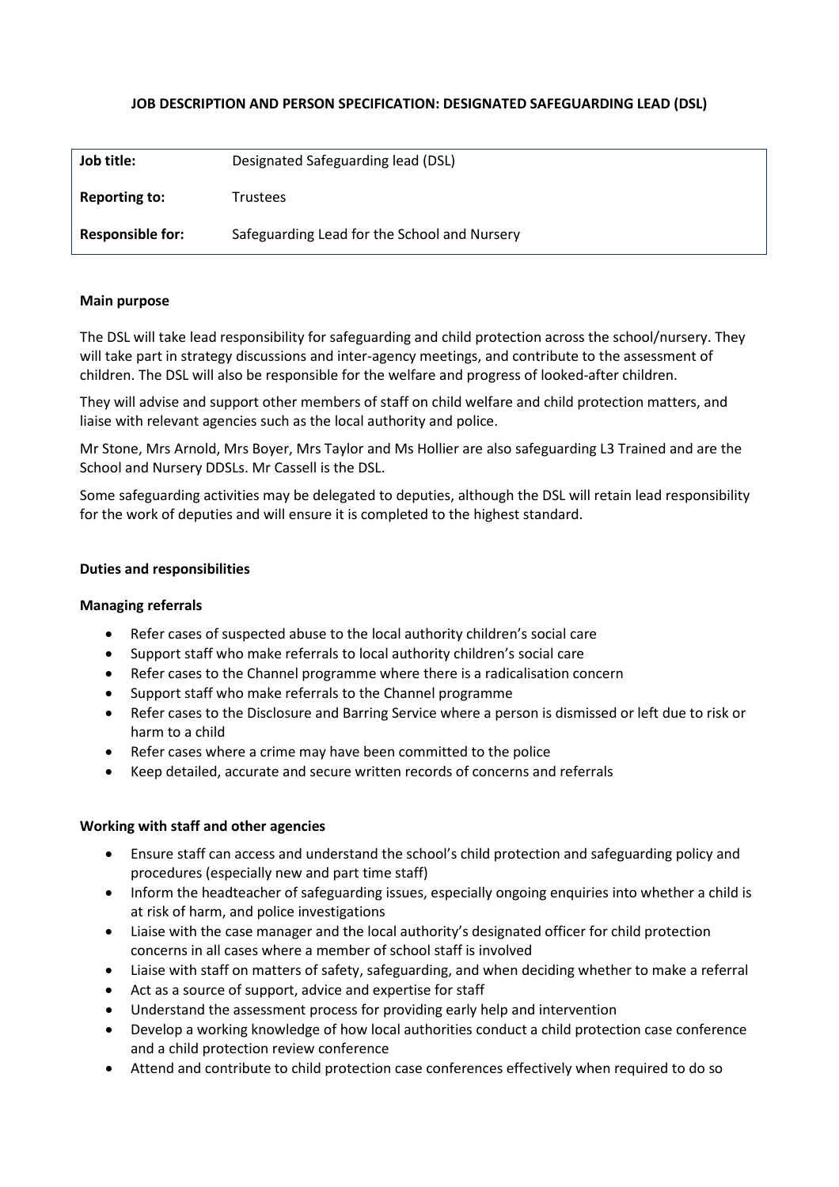# JOB DESCRIPTION AND PERSON SPECIFICATION: DESIGNATED SAFEGUARDING LEAD (DSL)

| | |
|---|---|
| **Job title:** | Designated Safeguarding lead (DSL) |
| **Reporting to:** | Trustees |
| **Responsible for:** | Safeguarding Lead for the School and Nursery |

**Main purpose**

The DSL will take lead responsibility for safeguarding and child protection across the school/nursery. They will take part in strategy discussions and inter-agency meetings, and contribute to the assessment of children. The DSL will also be responsible for the welfare and progress of looked-after children.

They will advise and support other members of staff on child welfare and child protection matters, and liaise with relevant agencies such as the local authority and police.

Mr Stone, Mrs Arnold, Mrs Boyer, Mrs Taylor and Ms Hollier are also safeguarding L3 Trained and are the School and Nursery DDSLs. Mr Cassell is the DSL.

Some safeguarding activities may be delegated to deputies, although the DSL will retain lead responsibility for the work of deputies and will ensure it is completed to the highest standard.

**Duties and responsibilities**

**Managing referrals**

- Refer cases of suspected abuse to the local authority children's social care
- Support staff who make referrals to local authority children's social care
- Refer cases to the Channel programme where there is a radicalisation concern
- Support staff who make referrals to the Channel programme
- Refer cases to the Disclosure and Barring Service where a person is dismissed or left due to risk or harm to a child
- Refer cases where a crime may have been committed to the police
- Keep detailed, accurate and secure written records of concerns and referrals

**Working with staff and other agencies**

- Ensure staff can access and understand the school's child protection and safeguarding policy and procedures (especially new and part time staff)
- Inform the headteacher of safeguarding issues, especially ongoing enquiries into whether a child is at risk of harm, and police investigations
- Liaise with the case manager and the local authority's designated officer for child protection concerns in all cases where a member of school staff is involved
- Liaise with staff on matters of safety, safeguarding, and when deciding whether to make a referral
- Act as a source of support, advice and expertise for staff
- Understand the assessment process for providing early help and intervention
- Develop a working knowledge of how local authorities conduct a child protection case conference and a child protection review conference
- Attend and contribute to child protection case conferences effectively when required to do so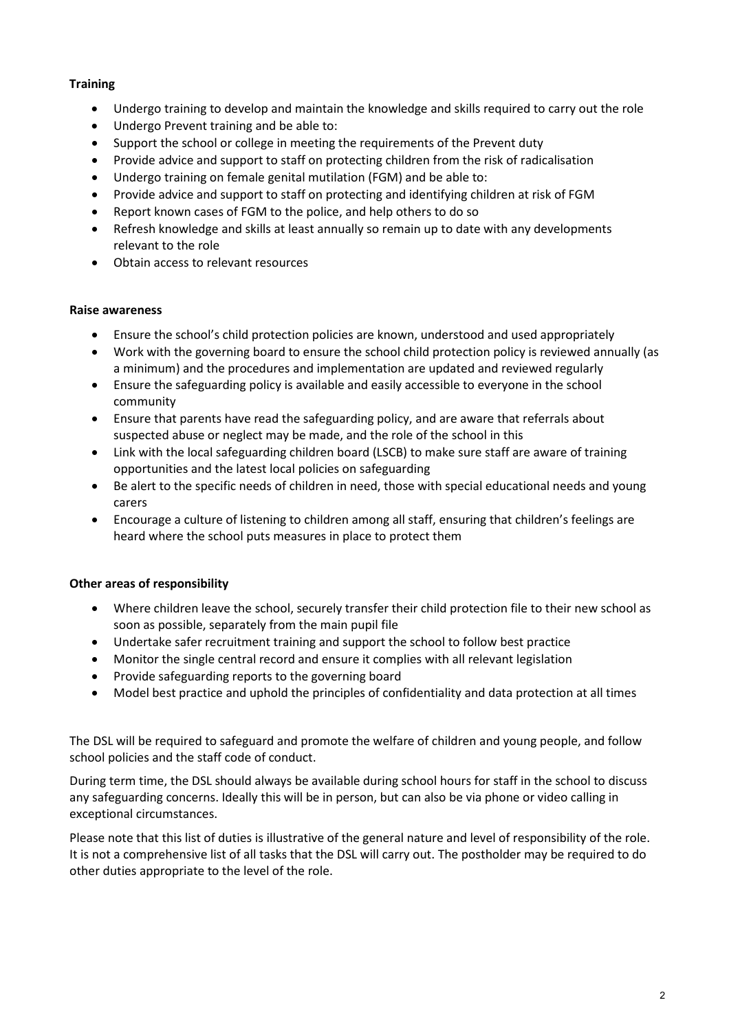**Training**

- Undergo training to develop and maintain the knowledge and skills required to carry out the role
- Undergo Prevent training and be able to:
- Support the school or college in meeting the requirements of the Prevent duty
- Provide advice and support to staff on protecting children from the risk of radicalisation
- Undergo training on female genital mutilation (FGM) and be able to:
- Provide advice and support to staff on protecting and identifying children at risk of FGM
- Report known cases of FGM to the police, and help others to do so
- Refresh knowledge and skills at least annually so remain up to date with any developments relevant to the role
- Obtain access to relevant resources

**Raise awareness**

- Ensure the school's child protection policies are known, understood and used appropriately
- Work with the governing board to ensure the school child protection policy is reviewed annually (as a minimum) and the procedures and implementation are updated and reviewed regularly
- Ensure the safeguarding policy is available and easily accessible to everyone in the school community
- Ensure that parents have read the safeguarding policy, and are aware that referrals about suspected abuse or neglect may be made, and the role of the school in this
- Link with the local safeguarding children board (LSCB) to make sure staff are aware of training opportunities and the latest local policies on safeguarding
- Be alert to the specific needs of children in need, those with special educational needs and young carers
- Encourage a culture of listening to children among all staff, ensuring that children's feelings are heard where the school puts measures in place to protect them

**Other areas of responsibility**

- Where children leave the school, securely transfer their child protection file to their new school as soon as possible, separately from the main pupil file
- Undertake safer recruitment training and support the school to follow best practice
- Monitor the single central record and ensure it complies with all relevant legislation
- Provide safeguarding reports to the governing board
- Model best practice and uphold the principles of confidentiality and data protection at all times

The DSL will be required to safeguard and promote the welfare of children and young people, and follow school policies and the staff code of conduct.

During term time, the DSL should always be available during school hours for staff in the school to discuss any safeguarding concerns. Ideally this will be in person, but can also be via phone or video calling in exceptional circumstances.

Please note that this list of duties is illustrative of the general nature and level of responsibility of the role. It is not a comprehensive list of all tasks that the DSL will carry out. The postholder may be required to do other duties appropriate to the level of the role.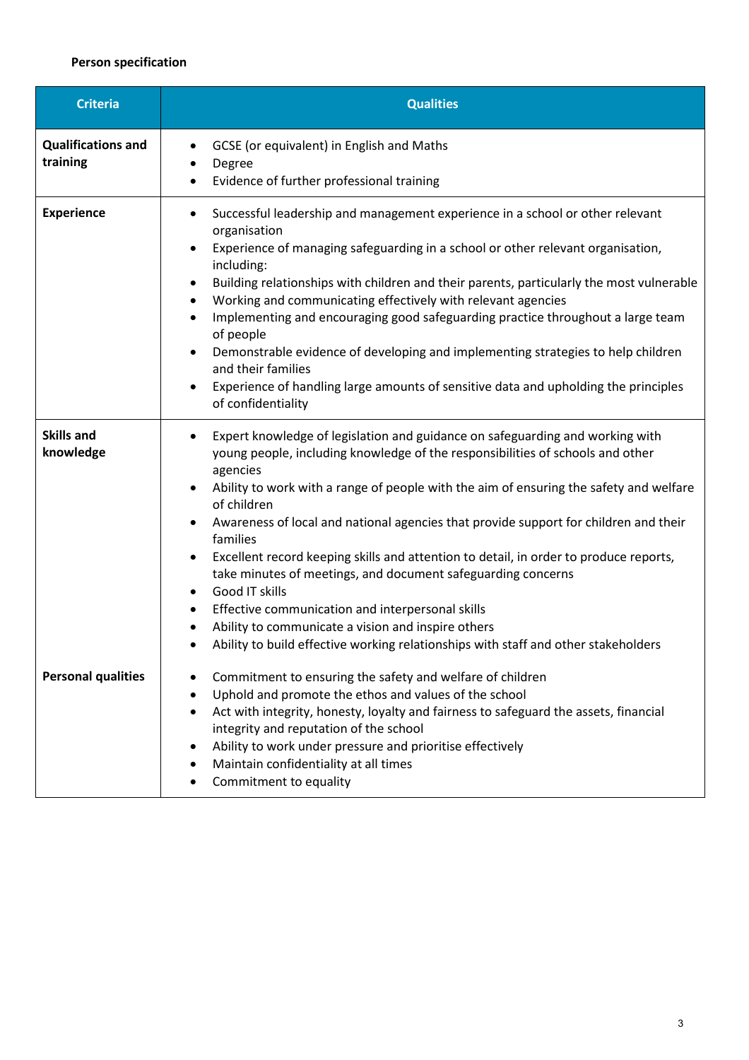**Person specification**

| Criteria | Qualities |
|---|---|
| **Qualifications and training** | • GCSE (or equivalent) in English and Maths<br>• Degree<br>• Evidence of further professional training |
| **Experience** | • Successful leadership and management experience in a school or other relevant organisation<br>• Experience of managing safeguarding in a school or other relevant organisation, including:<br>• Building relationships with children and their parents, particularly the most vulnerable<br>• Working and communicating effectively with relevant agencies<br>• Implementing and encouraging good safeguarding practice throughout a large team of people<br>• Demonstrable evidence of developing and implementing strategies to help children and their families<br>• Experience of handling large amounts of sensitive data and upholding the principles of confidentiality |
| **Skills and knowledge** | • Expert knowledge of legislation and guidance on safeguarding and working with young people, including knowledge of the responsibilities of schools and other agencies<br>• Ability to work with a range of people with the aim of ensuring the safety and welfare of children<br>• Awareness of local and national agencies that provide support for children and their families<br>• Excellent record keeping skills and attention to detail, in order to produce reports, take minutes of meetings, and document safeguarding concerns<br>• Good IT skills<br>• Effective communication and interpersonal skills<br>• Ability to communicate a vision and inspire others<br>• Ability to build effective working relationships with staff and other stakeholders |
| **Personal qualities** | • Commitment to ensuring the safety and welfare of children<br>• Uphold and promote the ethos and values of the school<br>• Act with integrity, honesty, loyalty and fairness to safeguard the assets, financial integrity and reputation of the school<br>• Ability to work under pressure and prioritise effectively<br>• Maintain confidentiality at all times<br>• Commitment to equality |